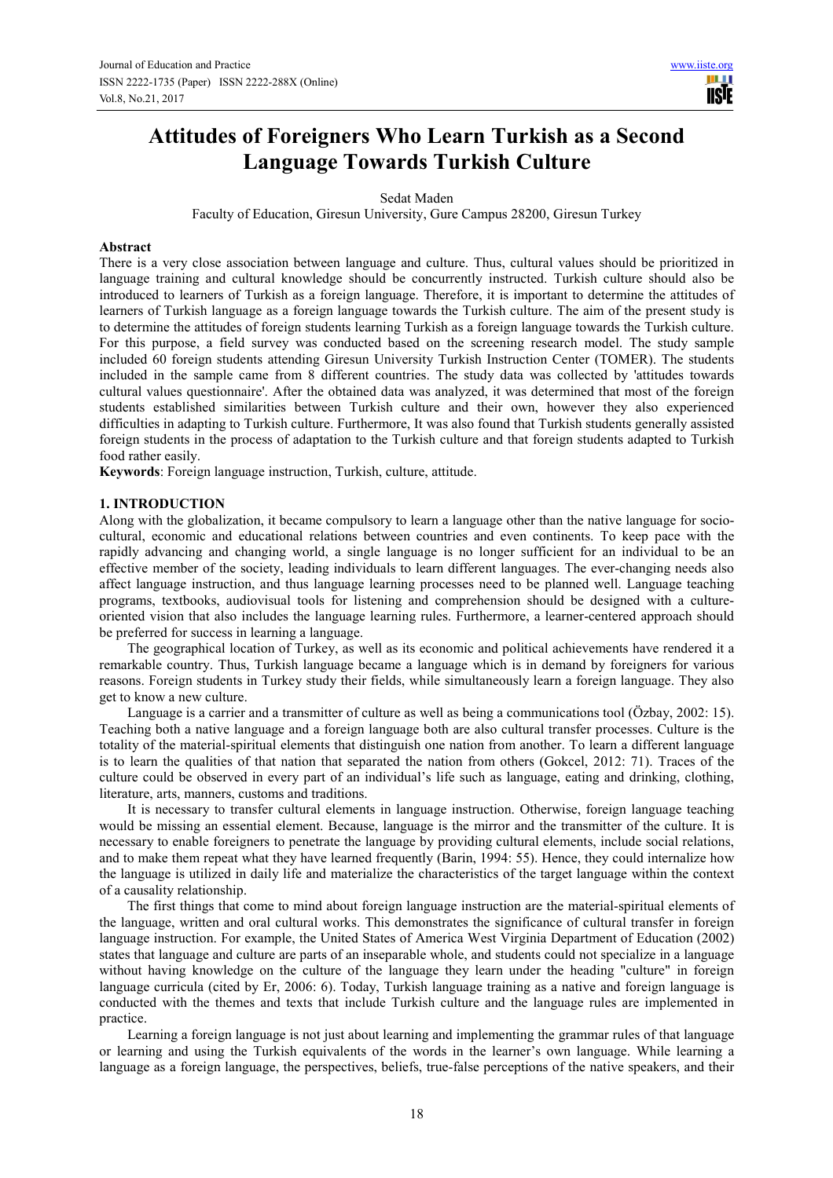# Attitudes of Foreigners Who Learn Turkish as a Second Language Towards Turkish Culture

Sedat Maden

Faculty of Education, Giresun University, Gure Campus 28200, Giresun Turkey

## Abstract

There is a very close association between language and culture. Thus, cultural values should be prioritized in language training and cultural knowledge should be concurrently instructed. Turkish culture should also be introduced to learners of Turkish as a foreign language. Therefore, it is important to determine the attitudes of learners of Turkish language as a foreign language towards the Turkish culture. The aim of the present study is to determine the attitudes of foreign students learning Turkish as a foreign language towards the Turkish culture. For this purpose, a field survey was conducted based on the screening research model. The study sample included 60 foreign students attending Giresun University Turkish Instruction Center (TOMER). The students included in the sample came from 8 different countries. The study data was collected by 'attitudes towards cultural values questionnaire'. After the obtained data was analyzed, it was determined that most of the foreign students established similarities between Turkish culture and their own, however they also experienced difficulties in adapting to Turkish culture. Furthermore, It was also found that Turkish students generally assisted foreign students in the process of adaptation to the Turkish culture and that foreign students adapted to Turkish food rather easily.

**Keywords**: Foreign language instruction, Turkish, culture, attitude.

## 1. INTRODUCTION

Along with the globalization, it became compulsory to learn a language other than the native language for socio-cultural, economic and educational relations between countries and even continents. To keep pace with the rapidly advancing and changing world, a single language is no longer sufficient for an individual to be an effective member of the society, leading individuals to learn different languages. The ever-changing needs also affect language instruction, and thus language learning processes need to be planned well. Language teaching programs, textbooks, audiovisual tools for listening and comprehension should be designed with a culture-oriented vision that also includes the language learning rules. Furthermore, a learner-centered approach should be preferred for success in learning a language.

The geographical location of Turkey, as well as its economic and political achievements have rendered it a remarkable country. Thus, Turkish language became a language which is in demand by foreigners for various reasons. Foreign students in Turkey study their fields, while simultaneously learn a foreign language. They also get to know a new culture.

Language is a carrier and a transmitter of culture as well as being a communications tool (Özbay, 2002: 15). Teaching both a native language and a foreign language both are also cultural transfer processes. Culture is the totality of the material-spiritual elements that distinguish one nation from another. To learn a different language is to learn the qualities of that nation that separated the nation from others (Gokcel, 2012: 71). Traces of the culture could be observed in every part of an individual's life such as language, eating and drinking, clothing, literature, arts, manners, customs and traditions.

It is necessary to transfer cultural elements in language instruction. Otherwise, foreign language teaching would be missing an essential element. Because, language is the mirror and the transmitter of the culture. It is necessary to enable foreigners to penetrate the language by providing cultural elements, include social relations, and to make them repeat what they have learned frequently (Barin, 1994: 55). Hence, they could internalize how the language is utilized in daily life and materialize the characteristics of the target language within the context of a causality relationship.

The first things that come to mind about foreign language instruction are the material-spiritual elements of the language, written and oral cultural works. This demonstrates the significance of cultural transfer in foreign language instruction. For example, the United States of America West Virginia Department of Education (2002) states that language and culture are parts of an inseparable whole, and students could not specialize in a language without having knowledge on the culture of the language they learn under the heading "culture" in foreign language curricula (cited by Er, 2006: 6). Today, Turkish language training as a native and foreign language is conducted with the themes and texts that include Turkish culture and the language rules are implemented in practice.

Learning a foreign language is not just about learning and implementing the grammar rules of that language or learning and using the Turkish equivalents of the words in the learner's own language. While learning a language as a foreign language, the perspectives, beliefs, true-false perceptions of the native speakers, and their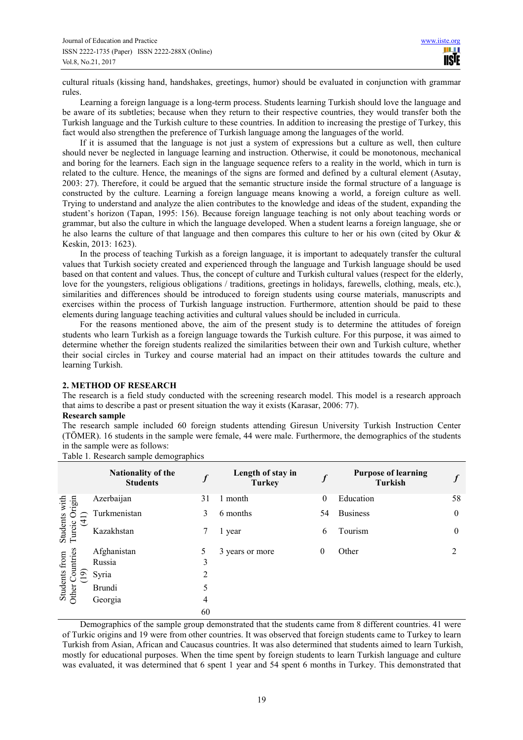cultural rituals (kissing hand, handshakes, greetings, humor) should be evaluated in conjunction with grammar rules.

Learning a foreign language is a long-term process. Students learning Turkish should love the language and be aware of its subtleties; because when they return to their respective countries, they would transfer both the Turkish language and the Turkish culture to these countries. In addition to increasing the prestige of Turkey, this fact would also strengthen the preference of Turkish language among the languages of the world.

If it is assumed that the language is not just a system of expressions but a culture as well, then culture should never be neglected in language learning and instruction. Otherwise, it could be monotonous, mechanical and boring for the learners. Each sign in the language sequence refers to a reality in the world, which in turn is related to the culture. Hence, the meanings of the signs are formed and defined by a cultural element (Asutay, 2003: 27). Therefore, it could be argued that the semantic structure inside the formal structure of a language is constructed by the culture. Learning a foreign language means knowing a world, a foreign culture as well. Trying to understand and analyze the alien contributes to the knowledge and ideas of the student, expanding the student's horizon (Tapan, 1995: 156). Because foreign language teaching is not only about teaching words or grammar, but also the culture in which the language developed. When a student learns a foreign language, she or he also learns the culture of that language and then compares this culture to her or his own (cited by Okur & Keskin, 2013: 1623).

In the process of teaching Turkish as a foreign language, it is important to adequately transfer the cultural values that Turkish society created and experienced through the language and Turkish language should be used based on that content and values. Thus, the concept of culture and Turkish cultural values (respect for the elderly, love for the youngsters, religious obligations / traditions, greetings in holidays, farewells, clothing, meals, etc.), similarities and differences should be introduced to foreign students using course materials, manuscripts and exercises within the process of Turkish language instruction. Furthermore, attention should be paid to these elements during language teaching activities and cultural values should be included in curricula.

For the reasons mentioned above, the aim of the present study is to determine the attitudes of foreign students who learn Turkish as a foreign language towards the Turkish culture. For this purpose, it was aimed to determine whether the foreign students realized the similarities between their own and Turkish culture, whether their social circles in Turkey and course material had an impact on their attitudes towards the culture and learning Turkish.

## 2. METHOD OF RESEARCH

The research is a field study conducted with the screening research model. This model is a research approach that aims to describe a past or present situation the way it exists (Karasar, 2006: 77).

**Research sample**

The research sample included 60 foreign students attending Giresun University Turkish Instruction Center (TÖMER). 16 students in the sample were female, 44 were male. Furthermore, the demographics of the students in the sample were as follows:

Table 1. Research sample demographics

| | Nationality of the Students | *f* | Length of stay in Turkey | *f* | Purpose of learning Turkish | *f* |
|---|---|---|---|---|---|---|
| Students with Turcic Origin (41) | Azerbaijan | 31 | 1 month | 0 | Education | 58 |
| | Turkmenistan | 3 | 6 months | 54 | Business | 0 |
| | Kazakhstan | 7 | 1 year | 6 | Tourism | 0 |
| Students from Other Countries (19) | Afghanistan | 5 | 3 years or more | 0 | Other | 2 |
| | Russia | 3 | | | | |
| | Syria | 2 | | | | |
| | Brundi | 5 | | | | |
| | Georgia | 4 | | | | |
| | | 60 | | | | |

Demographics of the sample group demonstrated that the students came from 8 different countries. 41 were of Turkic origins and 19 were from other countries. It was observed that foreign students came to Turkey to learn Turkish from Asian, African and Caucasus countries. It was also determined that students aimed to learn Turkish, mostly for educational purposes. When the time spent by foreign students to learn Turkish language and culture was evaluated, it was determined that 6 spent 1 year and 54 spent 6 months in Turkey. This demonstrated that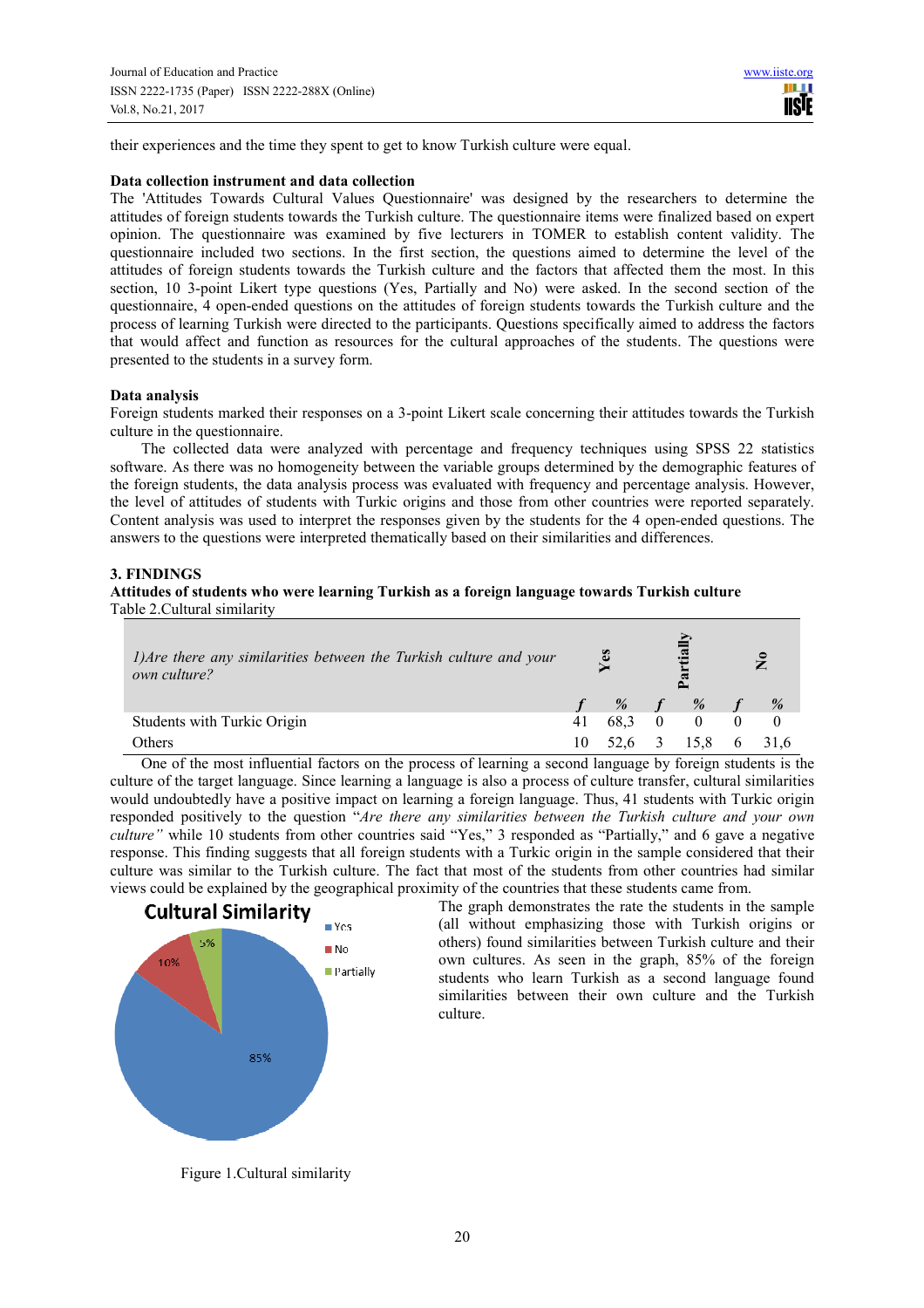their experiences and the time they spent to get to know Turkish culture were equal.

**Data collection instrument and data collection**

The 'Attitudes Towards Cultural Values Questionnaire' was designed by the researchers to determine the attitudes of foreign students towards the Turkish culture. The questionnaire items were finalized based on expert opinion. The questionnaire was examined by five lecturers in TOMER to establish content validity. The questionnaire included two sections. In the first section, the questions aimed to determine the level of the attitudes of foreign students towards the Turkish culture and the factors that affected them the most. In this section, 10 3-point Likert type questions (Yes, Partially and No) were asked. In the second section of the questionnaire, 4 open-ended questions on the attitudes of foreign students towards the Turkish culture and the process of learning Turkish were directed to the participants. Questions specifically aimed to address the factors that would affect and function as resources for the cultural approaches of the students. The questions were presented to the students in a survey form.

**Data analysis**

Foreign students marked their responses on a 3-point Likert scale concerning their attitudes towards the Turkish culture in the questionnaire.

The collected data were analyzed with percentage and frequency techniques using SPSS 22 statistics software. As there was no homogeneity between the variable groups determined by the demographic features of the foreign students, the data analysis process was evaluated with frequency and percentage analysis. However, the level of attitudes of students with Turkic origins and those from other countries were reported separately. Content analysis was used to interpret the responses given by the students for the 4 open-ended questions. The answers to the questions were interpreted thematically based on their similarities and differences.

## 3. FINDINGS

**Attitudes of students who were learning Turkish as a foreign language towards Turkish culture**

Table 2.Cultural similarity

| *1)Are there any similarities between the Turkish culture and your own culture?* | **Yes** | | **Partially** | | **No** | |
|---|---|---|---|---|---|---|
| | *f* | *%* | *f* | *%* | *f* | *%* |
| Students with Turkic Origin | 41 | 68,3 | 0 | 0 | 0 | 0 |
| Others | 10 | 52,6 | 3 | 15,8 | 6 | 31,6 |

One of the most influential factors on the process of learning a second language by foreign students is the culture of the target language. Since learning a language is also a process of culture transfer, cultural similarities would undoubtedly have a positive impact on learning a foreign language. Thus, 41 students with Turkic origin responded positively to the question "*Are there any similarities between the Turkish culture and your own culture"* while 10 students from other countries said "Yes," 3 responded as "Partially," and 6 gave a negative response. This finding suggests that all foreign students with a Turkic origin in the sample considered that their culture was similar to the Turkish culture. The fact that most of the students from other countries had similar views could be explained by the geographical proximity of the countries that these students came from.

**Cultural Similarity**

| | % |
|---|---|
| Yes | 85% |
| No | 10% |
| Partially | 5% |

Figure 1.Cultural similarity

The graph demonstrates the rate the students in the sample (all without emphasizing those with Turkish origins or others) found similarities between Turkish culture and their own cultures. As seen in the graph, 85% of the foreign students who learn Turkish as a second language found similarities between their own culture and the Turkish culture.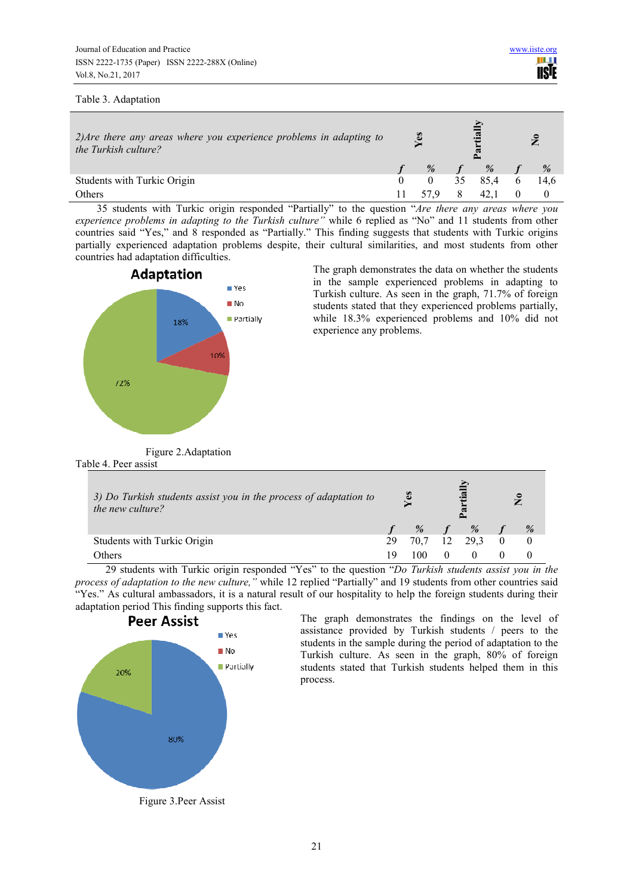Table 3. Adaptation

| *2)Are there any areas where you experience problems in adapting to the Turkish culture?* | **Yes** | | **Partially** | | **No** | |
|---|---|---|---|---|---|---|
| | ***f*** | ***%*** | ***f*** | ***%*** | ***f*** | ***%*** |
| Students with Turkic Origin | 0 | 0 | 35 | 85,4 | 6 | 14,6 |
| Others | 11 | 57,9 | 8 | 42,1 | 0 | 0 |

35 students with Turkic origin responded "Partially" to the question "*Are there any areas where you experience problems in adapting to the Turkish culture"* while 6 replied as "No" and 11 students from other countries said "Yes," and 8 responded as "Partially." This finding suggests that students with Turkic origins partially experienced adaptation problems despite, their cultural similarities, and most students from other countries had adaptation difficulties.

The graph demonstrates the data on whether the students in the sample experienced problems in adapting to Turkish culture. As seen in the graph, 71.7% of foreign students stated that they experienced problems partially, while 18.3% experienced problems and 10% did not experience any problems.

Figure 2.Adaptation

Table 4. Peer assist

| *3) Do Turkish students assist you in the process of adaptation to the new culture?* | **Yes** | | **Partially** | | **No** | |
|---|---|---|---|---|---|---|
| | ***f*** | ***%*** | ***f*** | ***%*** | ***f*** | ***%*** |
| Students with Turkic Origin | 29 | 70,7 | 12 | 29,3 | 0 | 0 |
| Others | 19 | 100 | 0 | 0 | 0 | 0 |

29 students with Turkic origin responded "Yes" to the question "*Do Turkish students assist you in the process of adaptation to the new culture,"* while 12 replied "Partially" and 19 students from other countries said "Yes." As cultural ambassadors, it is a natural result of our hospitality to help the foreign students during their adaptation period This finding supports this fact.

The graph demonstrates the findings on the level of assistance provided by Turkish students / peers to the students in the sample during the period of adaptation to the Turkish culture. As seen in the graph, 80% of foreign students stated that Turkish students helped them in this process.

Figure 3.Peer Assist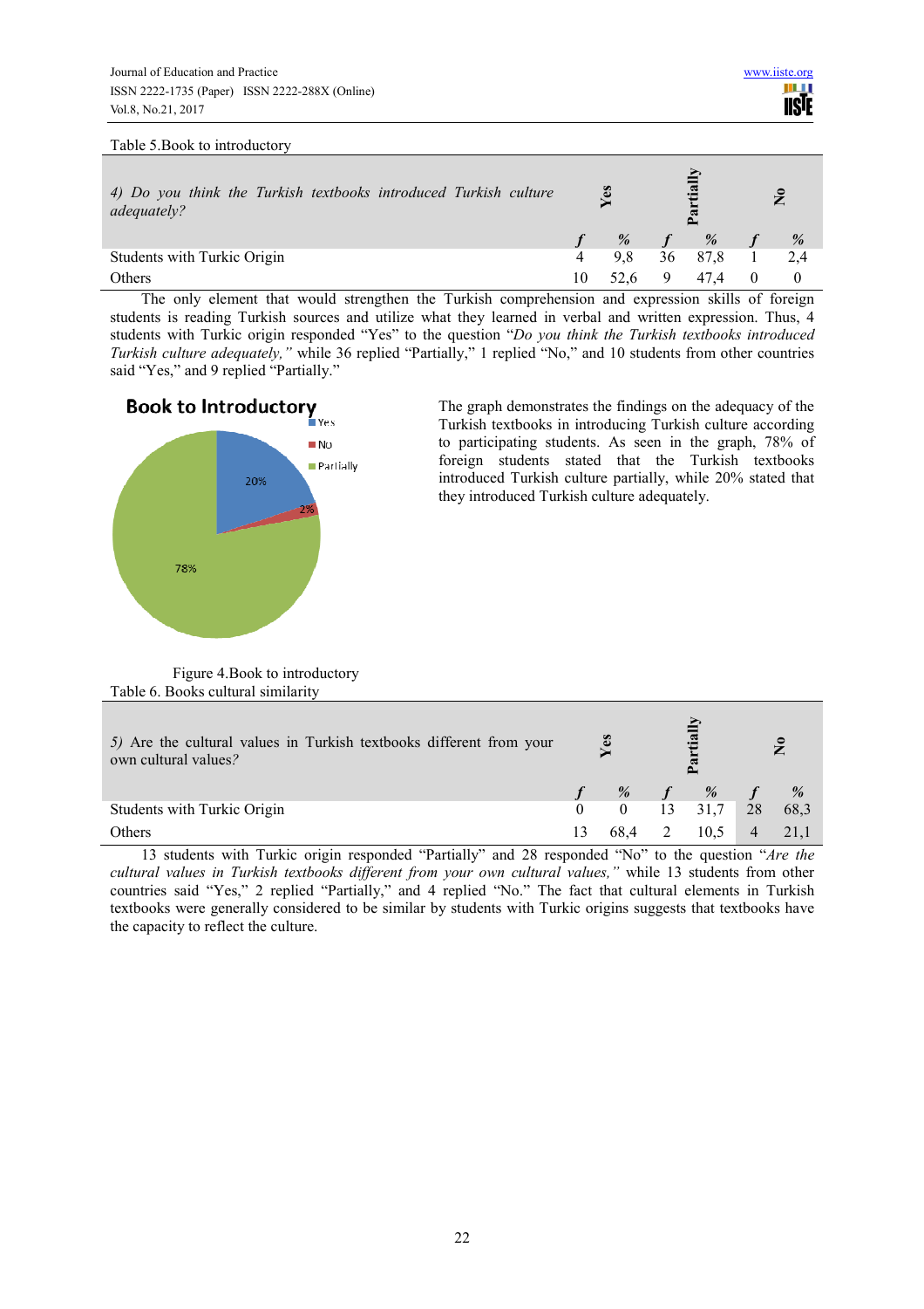Table 5.Book to introductory

| 4) Do you think the Turkish textbooks introduced Turkish culture adequately? | Yes | | Partially | | No | |
|---|---|---|---|---|---|---|
| | *f* | *%* | *f* | *%* | *f* | *%* |
| Students with Turkic Origin | 4 | 9,8 | 36 | 87,8 | 1 | 2,4 |
| Others | 10 | 52,6 | 9 | 47,4 | 0 | 0 |

The only element that would strengthen the Turkish comprehension and expression skills of foreign students is reading Turkish sources and utilize what they learned in verbal and written expression. Thus, 4 students with Turkic origin responded "Yes" to the question "*Do you think the Turkish textbooks introduced Turkish culture adequately,"* while 36 replied "Partially," 1 replied "No," and 10 students from other countries said "Yes," and 9 replied "Partially."

The graph demonstrates the findings on the adequacy of the Turkish textbooks in introducing Turkish culture according to participating students. As seen in the graph, 78% of foreign students stated that the Turkish textbooks introduced Turkish culture partially, while 20% stated that they introduced Turkish culture adequately.

Figure 4.Book to introductory

Table 6. Books cultural similarity

| 5) Are the cultural values in Turkish textbooks different from your own cultural values? | Yes | | Partially | | No | |
|---|---|---|---|---|---|---|
| | *f* | *%* | *f* | *%* | *f* | *%* |
| Students with Turkic Origin | 0 | 0 | 13 | 31,7 | 28 | 68,3 |
| Others | 13 | 68,4 | 2 | 10,5 | 4 | 21,1 |

13 students with Turkic origin responded "Partially" and 28 responded "No" to the question "*Are the cultural values in Turkish textbooks different from your own cultural values,"* while 13 students from other countries said "Yes," 2 replied "Partially," and 4 replied "No." The fact that cultural elements in Turkish textbooks were generally considered to be similar by students with Turkic origins suggests that textbooks have the capacity to reflect the culture.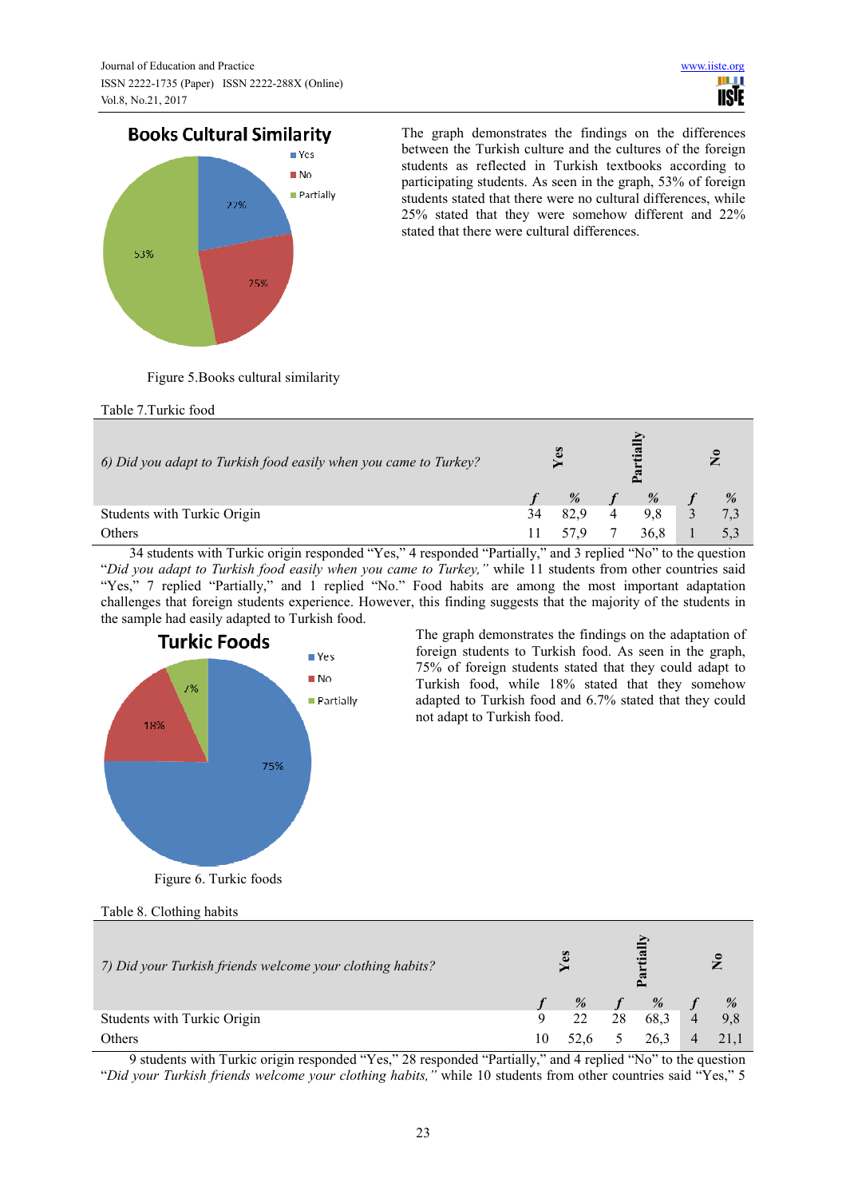The graph demonstrates the findings on the differences between the Turkish culture and the cultures of the foreign students as reflected in Turkish textbooks according to participating students. As seen in the graph, 53% of foreign students stated that there were no cultural differences, while 25% stated that they were somehow different and 22% stated that there were cultural differences.

Figure 5.Books cultural similarity

Table 7.Turkic food

| 6) Did you adapt to Turkish food easily when you came to Turkey? | Yes | | Partially | | No | |
|---|---|---|---|---|---|---|
| | *f* | *%* | *f* | *%* | *f* | *%* |
| Students with Turkic Origin | 34 | 82,9 | 4 | 9,8 | 3 | 7,3 |
| Others | 11 | 57,9 | 7 | 36,8 | 1 | 5,3 |

34 students with Turkic origin responded "Yes," 4 responded "Partially," and 3 replied "No" to the question "*Did you adapt to Turkish food easily when you came to Turkey,*" while 11 students from other countries said "Yes," 7 replied "Partially," and 1 replied "No." Food habits are among the most important adaptation challenges that foreign students experience. However, this finding suggests that the majority of the students in the sample had easily adapted to Turkish food.

The graph demonstrates the findings on the adaptation of foreign students to Turkish food. As seen in the graph, 75% of foreign students stated that they could adapt to Turkish food, while 18% stated that they somehow adapted to Turkish food and 6.7% stated that they could not adapt to Turkish food.

Figure 6. Turkic foods

Table 8. Clothing habits

| 7) Did your Turkish friends welcome your clothing habits? | Yes | | Partially | | No | |
|---|---|---|---|---|---|---|
| | *f* | *%* | *f* | *%* | *f* | *%* |
| Students with Turkic Origin | 9 | 22 | 28 | 68,3 | 4 | 9,8 |
| Others | 10 | 52,6 | 5 | 26,3 | 4 | 21,1 |

9 students with Turkic origin responded "Yes," 28 responded "Partially," and 4 replied "No" to the question "*Did your Turkish friends welcome your clothing habits,*" while 10 students from other countries said "Yes," 5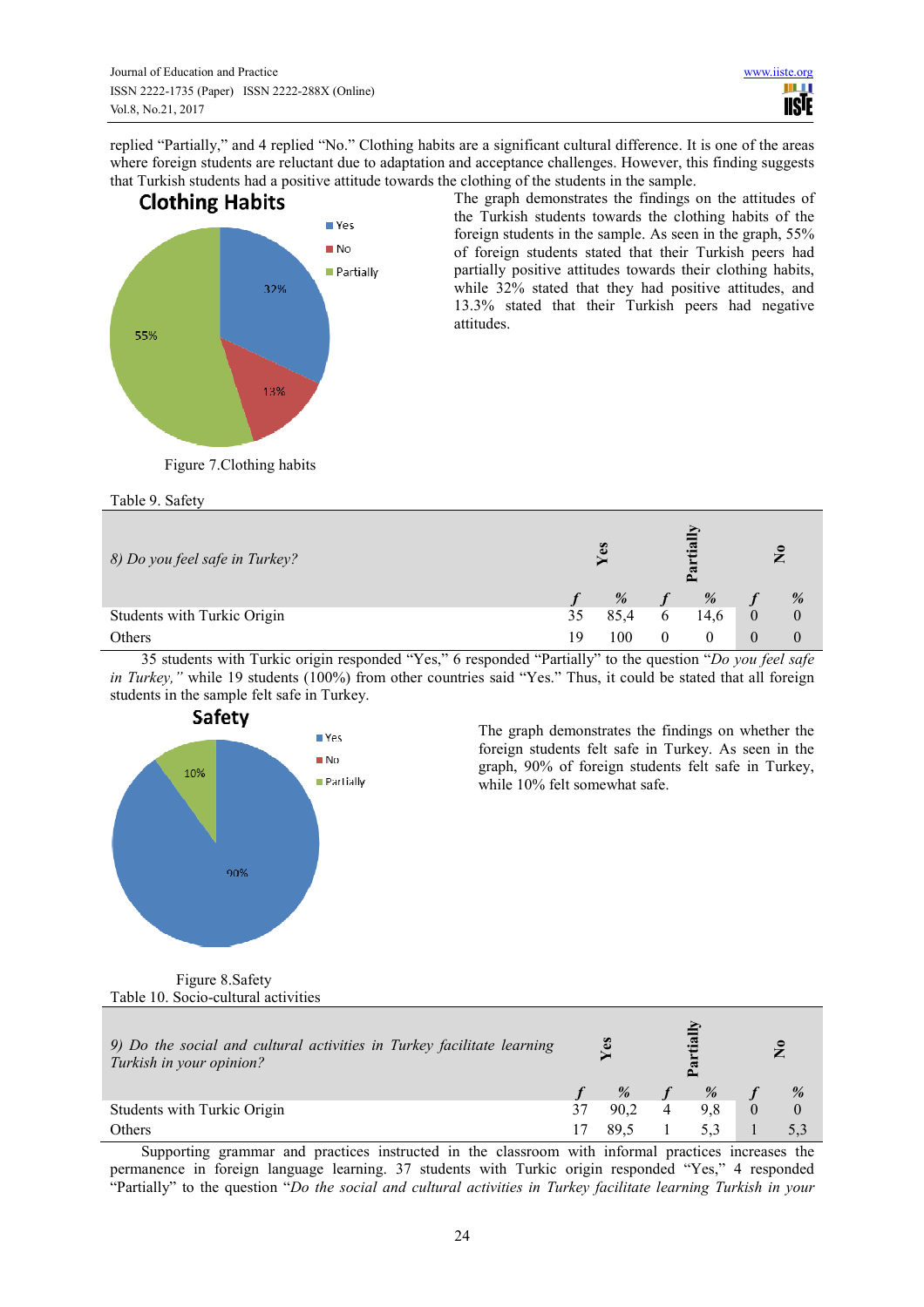replied "Partially," and 4 replied "No." Clothing habits are a significant cultural difference. It is one of the areas where foreign students are reluctant due to adaptation and acceptance challenges. However, this finding suggests that Turkish students had a positive attitude towards the clothing of the students in the sample.

The graph demonstrates the findings on the attitudes of the Turkish students towards the clothing habits of the foreign students in the sample. As seen in the graph, 55% of foreign students stated that their Turkish peers had partially positive attitudes towards their clothing habits, while 32% stated that they had positive attitudes, and 13.3% stated that their Turkish peers had negative attitudes.

Figure 7.Clothing habits

Table 9. Safety

| *8) Do you feel safe in Turkey?* | **Yes** | | **Partially** | | **No** | |
|---|---|---|---|---|---|---|
| | ***f*** | ***%*** | ***f*** | ***%*** | ***f*** | ***%*** |
| Students with Turkic Origin | 35 | 85,4 | 6 | 14,6 | 0 | 0 |
| Others | 19 | 100 | 0 | 0 | 0 | 0 |

35 students with Turkic origin responded "Yes," 6 responded "Partially" to the question "*Do you feel safe in Turkey,"* while 19 students (100%) from other countries said "Yes." Thus, it could be stated that all foreign students in the sample felt safe in Turkey.

The graph demonstrates the findings on whether the foreign students felt safe in Turkey. As seen in the graph, 90% of foreign students felt safe in Turkey, while 10% felt somewhat safe.

Figure 8.Safety

Table 10. Socio-cultural activities

| *9) Do the social and cultural activities in Turkey facilitate learning Turkish in your opinion?* | **Yes** | | **Partially** | | **No** | |
|---|---|---|---|---|---|---|
| | ***f*** | ***%*** | ***f*** | ***%*** | ***f*** | ***%*** |
| Students with Turkic Origin | 37 | 90,2 | 4 | 9,8 | 0 | 0 |
| Others | 17 | 89,5 | 1 | 5,3 | 1 | 5,3 |

Supporting grammar and practices instructed in the classroom with informal practices increases the permanence in foreign language learning. 37 students with Turkic origin responded "Yes," 4 responded "Partially" to the question "*Do the social and cultural activities in Turkey facilitate learning Turkish in your*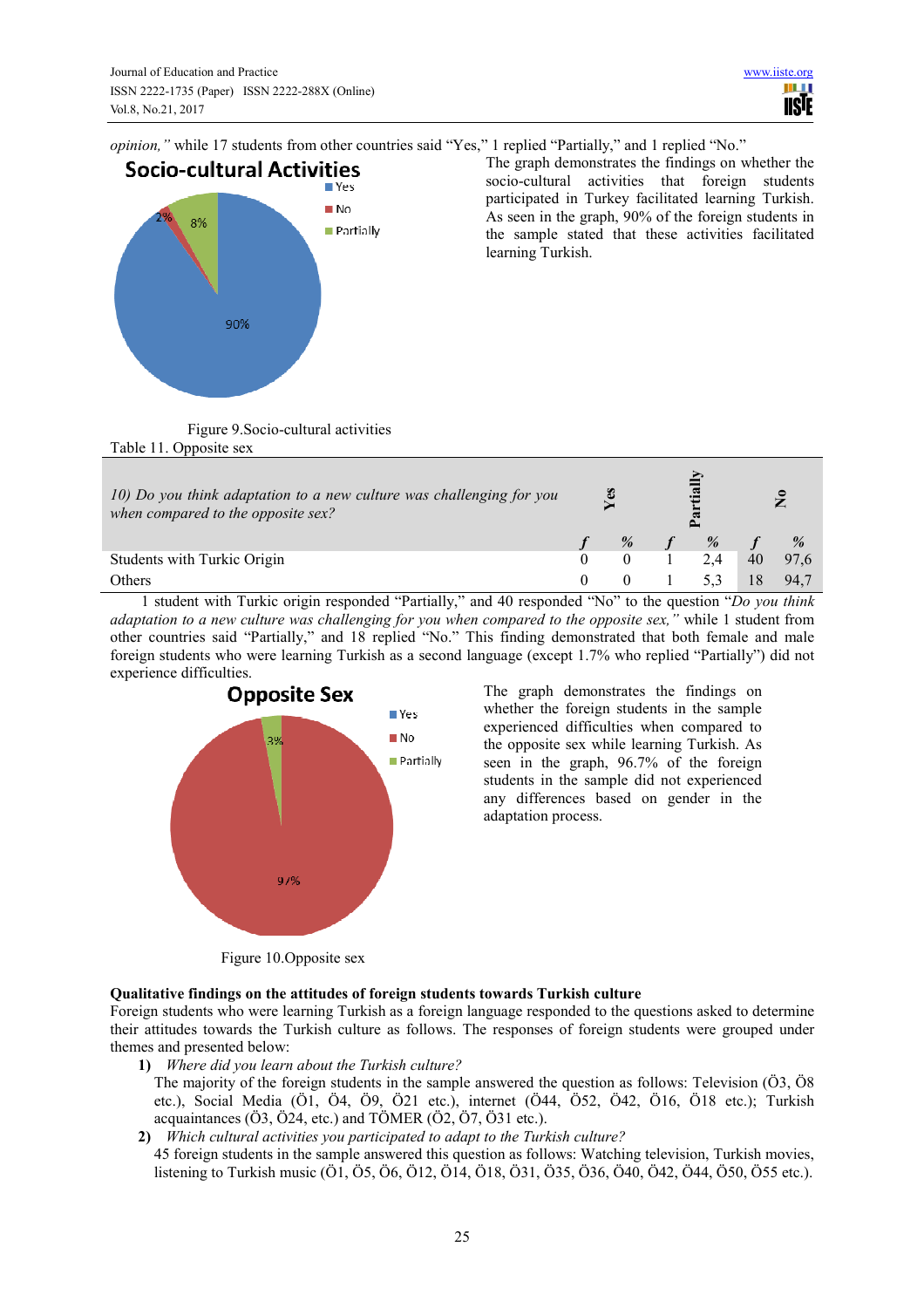*opinion,"* while 17 students from other countries said "Yes," 1 replied "Partially," and 1 replied "No."

The graph demonstrates the findings on whether the socio-cultural activities that foreign students participated in Turkey facilitated learning Turkish. As seen in the graph, 90% of the foreign students in the sample stated that these activities facilitated learning Turkish.

Figure 9.Socio-cultural activities

Table 11. Opposite sex

| *10) Do you think adaptation to a new culture was challenging for you when compared to the opposite sex?* | **Yes** | | **Partially** | | **No** | |
|---|---|---|---|---|---|---|
| | ***f*** | ***%*** | ***f*** | ***%*** | ***f*** | ***%*** |
| Students with Turkic Origin | 0 | 0 | 1 | 2,4 | 40 | 97,6 |
| Others | 0 | 0 | 1 | 5,3 | 18 | 94,7 |

1 student with Turkic origin responded "Partially," and 40 responded "No" to the question "*Do you think adaptation to a new culture was challenging for you when compared to the opposite sex,"* while 1 student from other countries said "Partially," and 18 replied "No." This finding demonstrated that both female and male foreign students who were learning Turkish as a second language (except 1.7% who replied "Partially") did not experience difficulties.

The graph demonstrates the findings on whether the foreign students in the sample experienced difficulties when compared to the opposite sex while learning Turkish. As seen in the graph, 96.7% of the foreign students in the sample did not experienced any differences based on gender in the adaptation process.

Figure 10.Opposite sex

**Qualitative findings on the attitudes of foreign students towards Turkish culture**

Foreign students who were learning Turkish as a foreign language responded to the questions asked to determine their attitudes towards the Turkish culture as follows. The responses of foreign students were grouped under themes and presented below:

1) *Where did you learn about the Turkish culture?*
   The majority of the foreign students in the sample answered the question as follows: Television (Ö3, Ö8 etc.), Social Media (Ö1, Ö4, Ö9, Ö21 etc.), internet (Ö44, Ö52, Ö42, Ö16, Ö18 etc.); Turkish acquaintances (Ö3, Ö24, etc.) and TÖMER (Ö2, Ö7, Ö31 etc.).
2) *Which cultural activities you participated to adapt to the Turkish culture?*
   45 foreign students in the sample answered this question as follows: Watching television, Turkish movies, listening to Turkish music (Ö1, Ö5, Ö6, Ö12, Ö14, Ö18, Ö31, Ö35, Ö36, Ö40, Ö42, Ö44, Ö50, Ö55 etc.).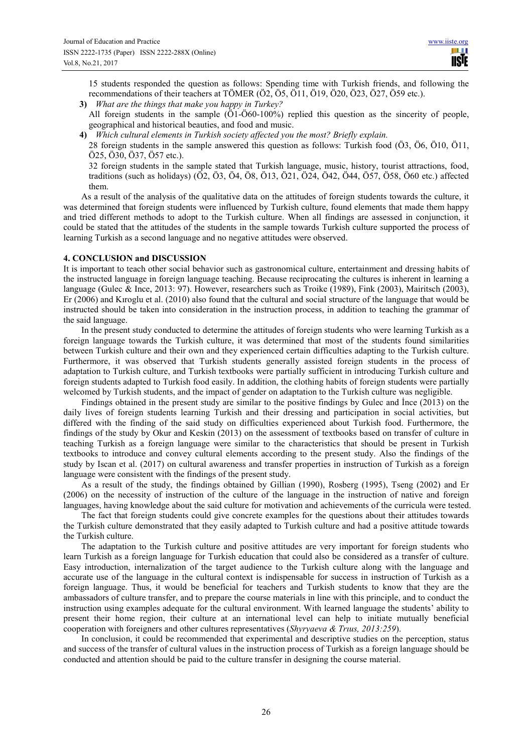15 students responded the question as follows: Spending time with Turkish friends, and following the recommendations of their teachers at TÖMER (Ö2, Ö5, Ö11, Ö19, Ö20, Ö23, Ö27, Ö59 etc.).

**3)** *What are the things that make you happy in Turkey?*

All foreign students in the sample (Ö1-Ö60-100%) replied this question as the sincerity of people, geographical and historical beauties, and food and music.

**4)** *Which cultural elements in Turkish society affected you the most? Briefly explain.*

28 foreign students in the sample answered this question as follows: Turkish food (Ö3, Ö6, Ö10, Ö11, Ö25, Ö30, Ö37, Ö57 etc.).

32 foreign students in the sample stated that Turkish language, music, history, tourist attractions, food, traditions (such as holidays) (Ö2, Ö3, Ö4, Ö8, Ö13, Ö21, Ö24, Ö42, Ö44, Ö57, Ö58, Ö60 etc.) affected them.

As a result of the analysis of the qualitative data on the attitudes of foreign students towards the culture, it was determined that foreign students were influenced by Turkish culture, found elements that made them happy and tried different methods to adopt to the Turkish culture. When all findings are assessed in conjunction, it could be stated that the attitudes of the students in the sample towards Turkish culture supported the process of learning Turkish as a second language and no negative attitudes were observed.

## 4. CONCLUSION and DISCUSSION

It is important to teach other social behavior such as gastronomical culture, entertainment and dressing habits of the instructed language in foreign language teaching. Because reciprocating the cultures is inherent in learning a language (Gulec & Ince, 2013: 97). However, researchers such as Troike (1989), Fink (2003), Mairitsch (2003), Er (2006) and Kıroglu et al. (2010) also found that the cultural and social structure of the language that would be instructed should be taken into consideration in the instruction process, in addition to teaching the grammar of the said language.

In the present study conducted to determine the attitudes of foreign students who were learning Turkish as a foreign language towards the Turkish culture, it was determined that most of the students found similarities between Turkish culture and their own and they experienced certain difficulties adapting to the Turkish culture. Furthermore, it was observed that Turkish students generally assisted foreign students in the process of adaptation to Turkish culture, and Turkish textbooks were partially sufficient in introducing Turkish culture and foreign students adapted to Turkish food easily. In addition, the clothing habits of foreign students were partially welcomed by Turkish students, and the impact of gender on adaptation to the Turkish culture was negligible.

Findings obtained in the present study are similar to the positive findings by Gulec and İnce (2013) on the daily lives of foreign students learning Turkish and their dressing and participation in social activities, but differed with the finding of the said study on difficulties experienced about Turkish food. Furthermore, the findings of the study by Okur and Keskin (2013) on the assessment of textbooks based on transfer of culture in teaching Turkish as a foreign language were similar to the characteristics that should be present in Turkish textbooks to introduce and convey cultural elements according to the present study. Also the findings of the study by Iscan et al. (2017) on cultural awareness and transfer properties in instruction of Turkish as a foreign language were consistent with the findings of the present study.

As a result of the study, the findings obtained by Gillian (1990), Rosberg (1995), Tseng (2002) and Er (2006) on the necessity of instruction of the culture of the language in the instruction of native and foreign languages, having knowledge about the said culture for motivation and achievements of the curricula were tested.

The fact that foreign students could give concrete examples for the questions about their attitudes towards the Turkish culture demonstrated that they easily adapted to Turkish culture and had a positive attitude towards the Turkish culture.

The adaptation to the Turkish culture and positive attitudes are very important for foreign students who learn Turkish as a foreign language for Turkish education that could also be considered as a transfer of culture. Easy introduction, internalization of the target audience to the Turkish culture along with the language and accurate use of the language in the cultural context is indispensable for success in instruction of Turkish as a foreign language. Thus, it would be beneficial for teachers and Turkish students to know that they are the ambassadors of culture transfer, and to prepare the course materials in line with this principle, and to conduct the instruction using examples adequate for the cultural environment. With learned language the students' ability to present their home region, their culture at an international level can help to initiate mutually beneficial cooperation with foreigners and other cultures representatives (*Shyryaeva & Trius, 2013:259*).

In conclusion, it could be recommended that experimental and descriptive studies on the perception, status and success of the transfer of cultural values in the instruction process of Turkish as a foreign language should be conducted and attention should be paid to the culture transfer in designing the course material.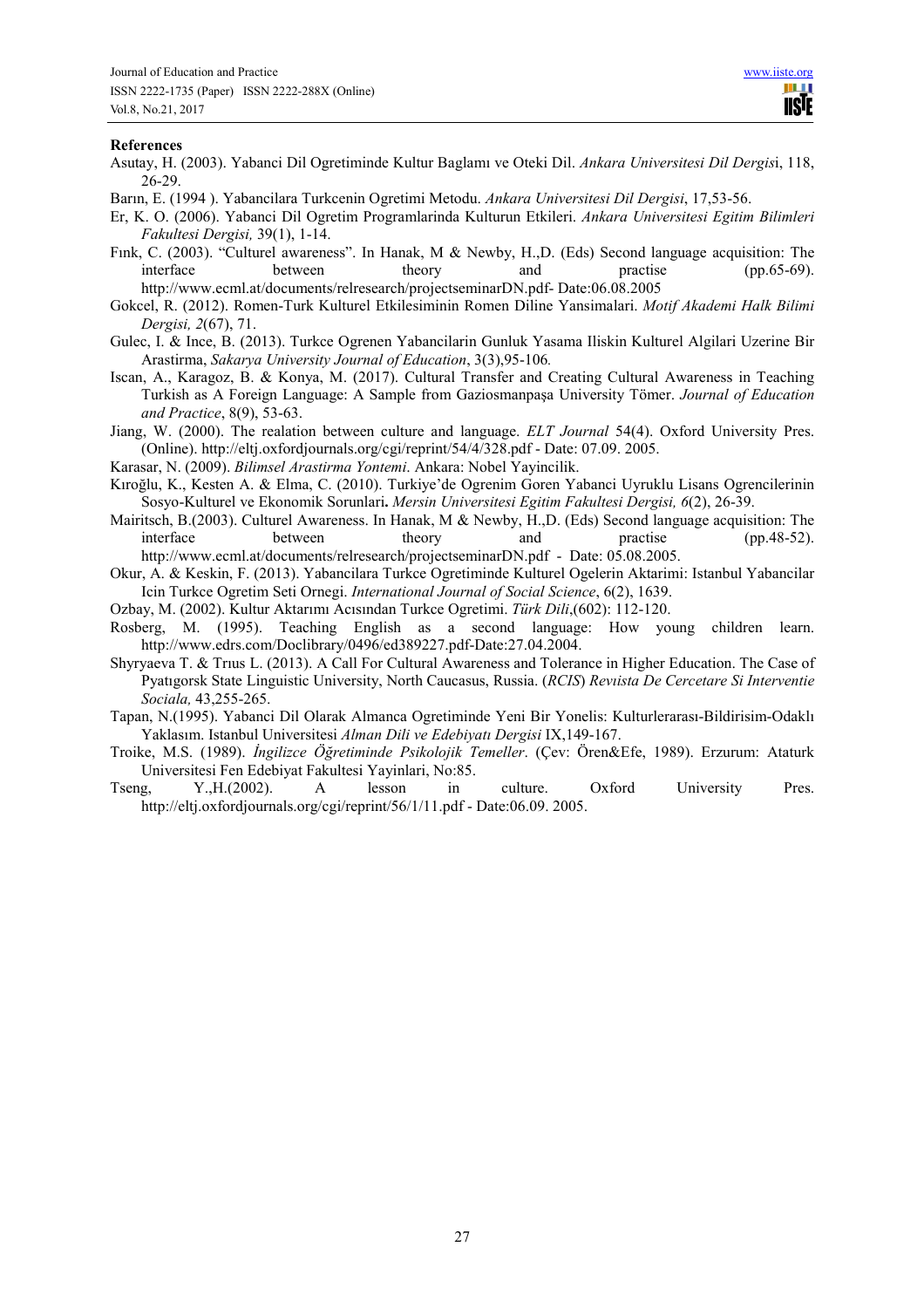**References**

Asutay, H. (2003). Yabanci Dil Ogretiminde Kultur Baglamı ve Oteki Dil. *Ankara Universitesi Dil Dergis*i, 118, 26-29.

Barın, E. (1994 ). Yabancilara Turkcenin Ogretimi Metodu. *Ankara Universitesi Dil Dergisi*, 17,53-56.

Er, K. O. (2006). Yabanci Dil Ogretim Programlarinda Kulturun Etkileri. *Ankara Universitesi Egitim Bilimleri Fakultesi Dergisi,* 39(1), 1-14.

Fınk, C. (2003). "Culturel awareness". In Hanak, M & Newby, H.,D. (Eds) Second language acquisition: The interface between theory and practise (pp.65-69). http://www.ecml.at/documents/relresearch/projectseminarDN.pdf- Date:06.08.2005

Gokcel, R. (2012). Romen-Turk Kulturel Etkilesiminin Romen Diline Yansimalari. *Motif Akademi Halk Bilimi Dergisi, 2*(67), 71.

Gulec, I. & Ince, B. (2013). Turkce Ogrenen Yabancilarin Gunluk Yasama Iliskin Kulturel Algilari Uzerine Bir Arastirma, *Sakarya University Journal of Education*, 3(3),95-106*.*

Iscan, A., Karagoz, B. & Konya, M. (2017). Cultural Transfer and Creating Cultural Awareness in Teaching Turkish as A Foreign Language: A Sample from Gaziosmanpaşa University Tömer. *Journal of Education and Practice*, 8(9), 53-63.

Jiang, W. (2000). The realation between culture and language. *ELT Journal* 54(4). Oxford University Pres. (Online). http://eltj.oxfordjournals.org/cgi/reprint/54/4/328.pdf - Date: 07.09. 2005.

Karasar, N. (2009). *Bilimsel Arastirma Yontemi.* Ankara: Nobel Yayincilik.

Kıroğlu, K., Kesten A. & Elma, C. (2010). Turkiye'de Ogrenim Goren Yabanci Uyruklu Lisans Ogrencilerinin Sosyo-Kulturel ve Ekonomik Sorunlari**.** *Mersin Universitesi Egitim Fakultesi Dergisi, 6*(2), 26-39.

Mairitsch, B.(2003). Culturel Awareness. In Hanak, M & Newby, H.,D. (Eds) Second language acquisition: The interface between theory and practise (pp.48-52). http://www.ecml.at/documents/relresearch/projectseminarDN.pdf - Date: 05.08.2005.

Okur, A. & Keskin, F. (2013). Yabancilara Turkce Ogretiminde Kulturel Ogelerin Aktarimi: Istanbul Yabancilar Icin Turkce Ogretim Seti Ornegi. *International Journal of Social Science*, 6(2), 1639.

Ozbay, M. (2002). Kultur Aktarımı Acısından Turkce Ogretimi. *Türk Dili*,(602): 112-120.

Rosberg, M. (1995). Teaching English as a second language: How young children learn. http://www.edrs.com/Doclibrary/0496/ed389227.pdf-Date:27.04.2004.

Shyryaeva T. & Trıus L. (2013). A Call For Cultural Awareness and Tolerance in Higher Education. The Case of Pyatıgorsk State Linguistic University, North Caucasus, Russia. (*RCIS*) *Revıista De Cercetare Si Interventie Sociala,* 43,255-265.

Tapan, N.(1995). Yabanci Dil Olarak Almanca Ogretiminde Yeni Bir Yonelis: Kulturlerarası-Bildirisim-Odaklı Yaklasım. Istanbul Universitesi *Alman Dili ve Edebiyatı Dergisi* IX,149-167.

Troike, M.S. (1989). *İngilizce Öğretiminde Psikolojik Temeller*. (Çev: Ören&Efe, 1989). Erzurum: Ataturk Universitesi Fen Edebiyat Fakultesi Yayinlari, No:85.

Tseng, Y.,H.(2002). A lesson in culture. Oxford University Pres. http://eltj.oxfordjournals.org/cgi/reprint/56/1/11.pdf - Date:06.09. 2005.